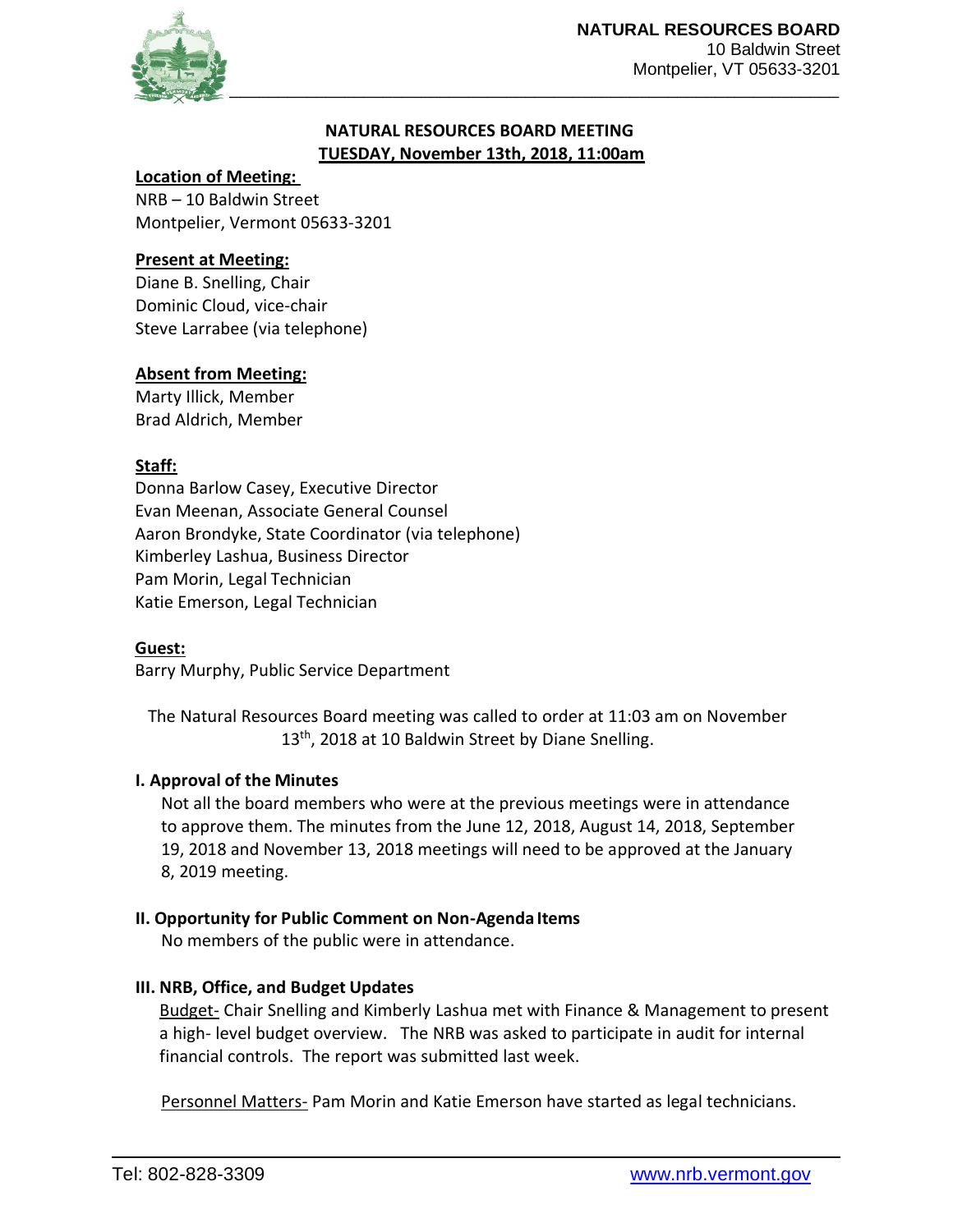**NATURAL RESOURCES BOARD**
10 Baldwin Street
Montpelier, VT 05633-3201

# NATURAL RESOURCES BOARD MEETING

## TUESDAY, November 13th, 2018, 11:00am

**Location of Meeting:**
NRB – 10 Baldwin Street
Montpelier, Vermont 05633-3201

**Present at Meeting:**
Diane B. Snelling, Chair
Dominic Cloud, vice-chair
Steve Larrabee (via telephone)

**Absent from Meeting:**
Marty Illick, Member
Brad Aldrich, Member

**Staff:**
Donna Barlow Casey, Executive Director
Evan Meenan, Associate General Counsel
Aaron Brondyke, State Coordinator (via telephone)
Kimberley Lashua, Business Director
Pam Morin, Legal Technician
Katie Emerson, Legal Technician

**Guest:**
Barry Murphy, Public Service Department

The Natural Resources Board meeting was called to order at 11:03 am on November 13th, 2018 at 10 Baldwin Street by Diane Snelling.

### I. Approval of the Minutes

Not all the board members who were at the previous meetings were in attendance to approve them. The minutes from the June 12, 2018, August 14, 2018, September 19, 2018 and November 13, 2018 meetings will need to be approved at the January 8, 2019 meeting.

### II. Opportunity for Public Comment on Non-Agenda Items

No members of the public were in attendance.

### III. NRB, Office, and Budget Updates

Budget- Chair Snelling and Kimberly Lashua met with Finance & Management to present a high- level budget overview. The NRB was asked to participate in audit for internal financial controls. The report was submitted last week.

Personnel Matters- Pam Morin and Katie Emerson have started as legal technicians.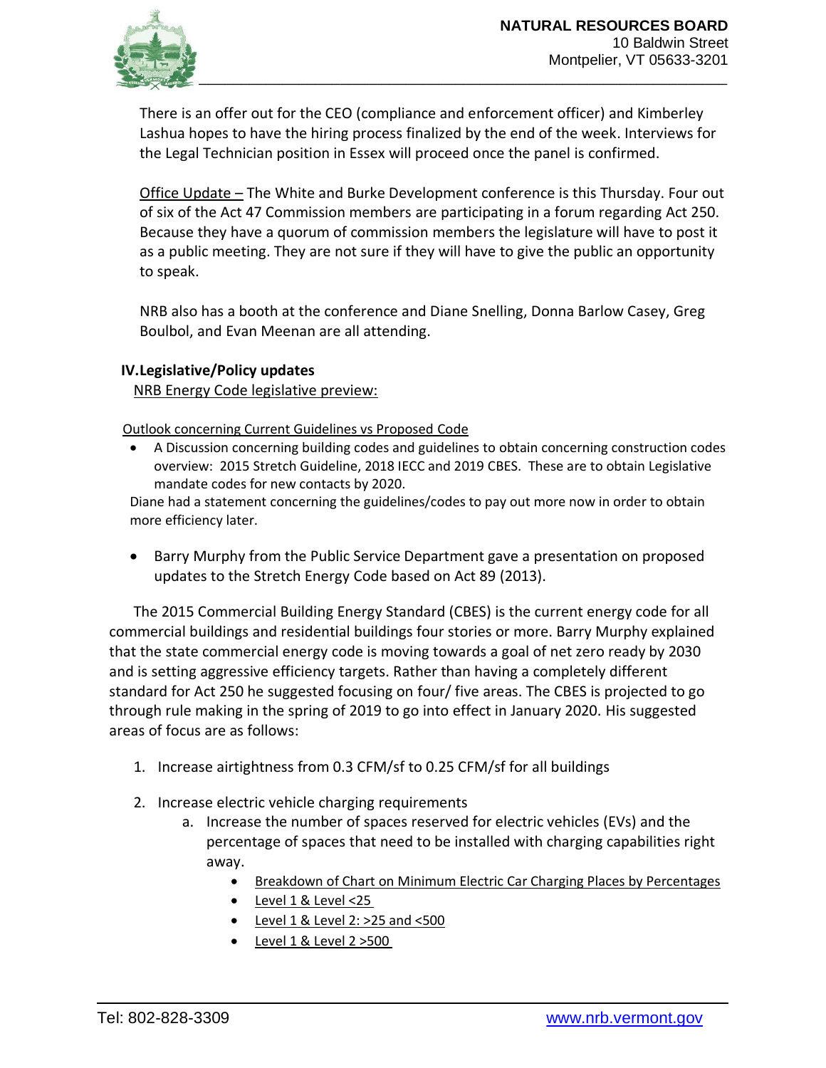There is an offer out for the CEO (compliance and enforcement officer) and Kimberley Lashua hopes to have the hiring process finalized by the end of the week. Interviews for the Legal Technician position in Essex will proceed once the panel is confirmed.

Office Update – The White and Burke Development conference is this Thursday. Four out of six of the Act 47 Commission members are participating in a forum regarding Act 250. Because they have a quorum of commission members the legislature will have to post it as a public meeting. They are not sure if they will have to give the public an opportunity to speak.

NRB also has a booth at the conference and Diane Snelling, Donna Barlow Casey, Greg Boulbol, and Evan Meenan are all attending.

## IV. Legislative/Policy updates

NRB Energy Code legislative preview:

Outlook concerning Current Guidelines vs Proposed Code

- A Discussion concerning building codes and guidelines to obtain concerning construction codes overview: 2015 Stretch Guideline, 2018 IECC and 2019 CBES. These are to obtain Legislative mandate codes for new contacts by 2020.

Diane had a statement concerning the guidelines/codes to pay out more now in order to obtain more efficiency later.

- Barry Murphy from the Public Service Department gave a presentation on proposed updates to the Stretch Energy Code based on Act 89 (2013).

The 2015 Commercial Building Energy Standard (CBES) is the current energy code for all commercial buildings and residential buildings four stories or more. Barry Murphy explained that the state commercial energy code is moving towards a goal of net zero ready by 2030 and is setting aggressive efficiency targets. Rather than having a completely different standard for Act 250 he suggested focusing on four/ five areas. The CBES is projected to go through rule making in the spring of 2019 to go into effect in January 2020. His suggested areas of focus are as follows:

1. Increase airtightness from 0.3 CFM/sf to 0.25 CFM/sf for all buildings
2. Increase electric vehicle charging requirements
   a. Increase the number of spaces reserved for electric vehicles (EVs) and the percentage of spaces that need to be installed with charging capabilities right away.
      - Breakdown of Chart on Minimum Electric Car Charging Places by Percentages
      - Level 1 & Level <25
      - Level 1 & Level 2: >25 and <500
      - Level 1 & Level 2 >500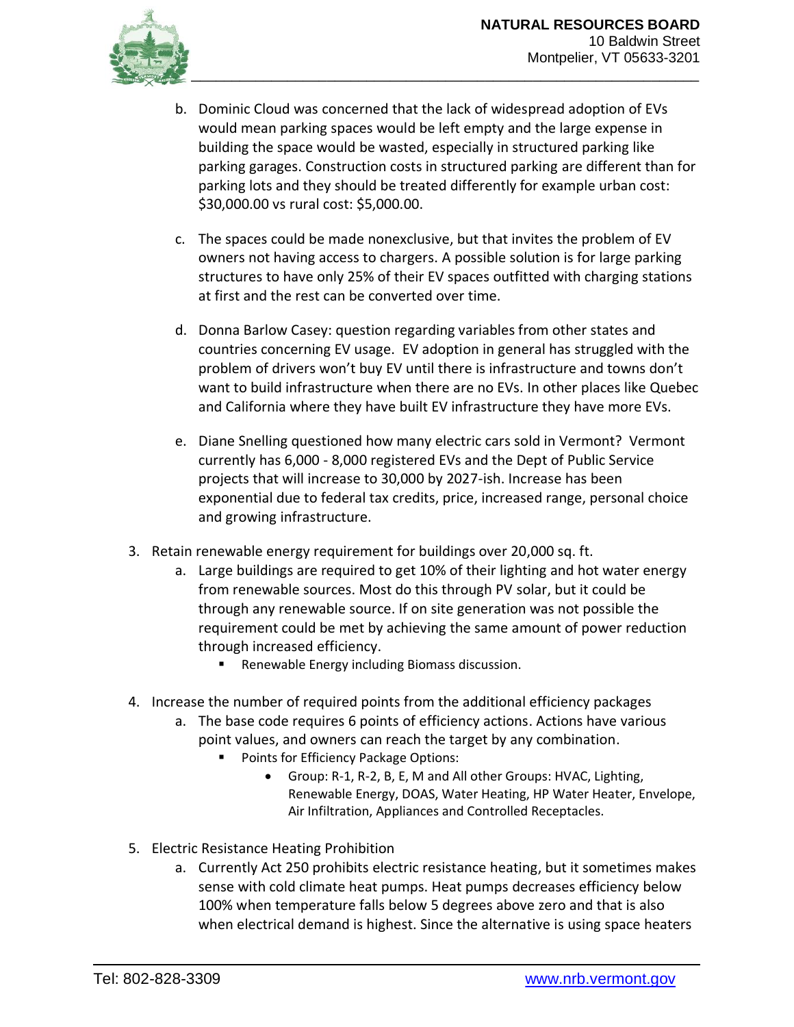b. Dominic Cloud was concerned that the lack of widespread adoption of EVs would mean parking spaces would be left empty and the large expense in building the space would be wasted, especially in structured parking like parking garages. Construction costs in structured parking are different than for parking lots and they should be treated differently for example urban cost: $30,000.00 vs rural cost: $5,000.00.

c. The spaces could be made nonexclusive, but that invites the problem of EV owners not having access to chargers. A possible solution is for large parking structures to have only 25% of their EV spaces outfitted with charging stations at first and the rest can be converted over time.

d. Donna Barlow Casey: question regarding variables from other states and countries concerning EV usage. EV adoption in general has struggled with the problem of drivers won't buy EV until there is infrastructure and towns don't want to build infrastructure when there are no EVs. In other places like Quebec and California where they have built EV infrastructure they have more EVs.

e. Diane Snelling questioned how many electric cars sold in Vermont? Vermont currently has 6,000 - 8,000 registered EVs and the Dept of Public Service projects that will increase to 30,000 by 2027-ish. Increase has been exponential due to federal tax credits, price, increased range, personal choice and growing infrastructure.

3. Retain renewable energy requirement for buildings over 20,000 sq. ft.
   a. Large buildings are required to get 10% of their lighting and hot water energy from renewable sources. Most do this through PV solar, but it could be through any renewable source. If on site generation was not possible the requirement could be met by achieving the same amount of power reduction through increased efficiency.
      - Renewable Energy including Biomass discussion.

4. Increase the number of required points from the additional efficiency packages
   a. The base code requires 6 points of efficiency actions. Actions have various point values, and owners can reach the target by any combination.
      - Points for Efficiency Package Options:
         - Group: R-1, R-2, B, E, M and All other Groups: HVAC, Lighting, Renewable Energy, DOAS, Water Heating, HP Water Heater, Envelope, Air Infiltration, Appliances and Controlled Receptacles.

5. Electric Resistance Heating Prohibition
   a. Currently Act 250 prohibits electric resistance heating, but it sometimes makes sense with cold climate heat pumps. Heat pumps decreases efficiency below 100% when temperature falls below 5 degrees above zero and that is also when electrical demand is highest. Since the alternative is using space heaters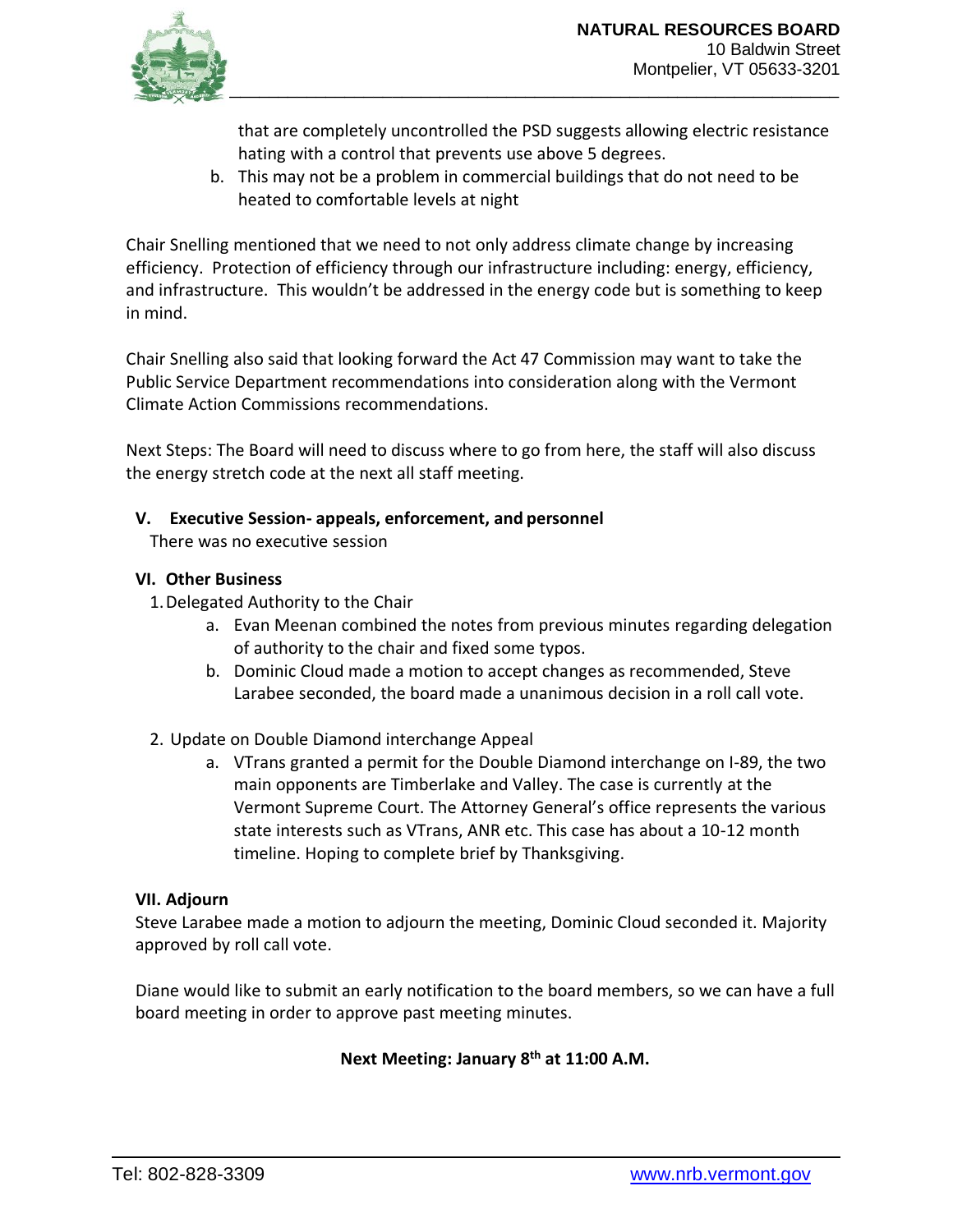that are completely uncontrolled the PSD suggests allowing electric resistance hating with a control that prevents use above 5 degrees.

b. This may not be a problem in commercial buildings that do not need to be heated to comfortable levels at night

Chair Snelling mentioned that we need to not only address climate change by increasing efficiency. Protection of efficiency through our infrastructure including: energy, efficiency, and infrastructure. This wouldn't be addressed in the energy code but is something to keep in mind.

Chair Snelling also said that looking forward the Act 47 Commission may want to take the Public Service Department recommendations into consideration along with the Vermont Climate Action Commissions recommendations.

Next Steps: The Board will need to discuss where to go from here, the staff will also discuss the energy stretch code at the next all staff meeting.

## V. Executive Session- appeals, enforcement, and personnel

There was no executive session

## VI. Other Business

1. Delegated Authority to the Chair
   a. Evan Meenan combined the notes from previous minutes regarding delegation of authority to the chair and fixed some typos.
   b. Dominic Cloud made a motion to accept changes as recommended, Steve Larabee seconded, the board made a unanimous decision in a roll call vote.

2. Update on Double Diamond interchange Appeal
   a. VTrans granted a permit for the Double Diamond interchange on I-89, the two main opponents are Timberlake and Valley. The case is currently at the Vermont Supreme Court. The Attorney General's office represents the various state interests such as VTrans, ANR etc. This case has about a 10-12 month timeline. Hoping to complete brief by Thanksgiving.

## VII. Adjourn

Steve Larabee made a motion to adjourn the meeting, Dominic Cloud seconded it. Majority approved by roll call vote.

Diane would like to submit an early notification to the board members, so we can have a full board meeting in order to approve past meeting minutes.

**Next Meeting: January 8th at 11:00 A.M.**